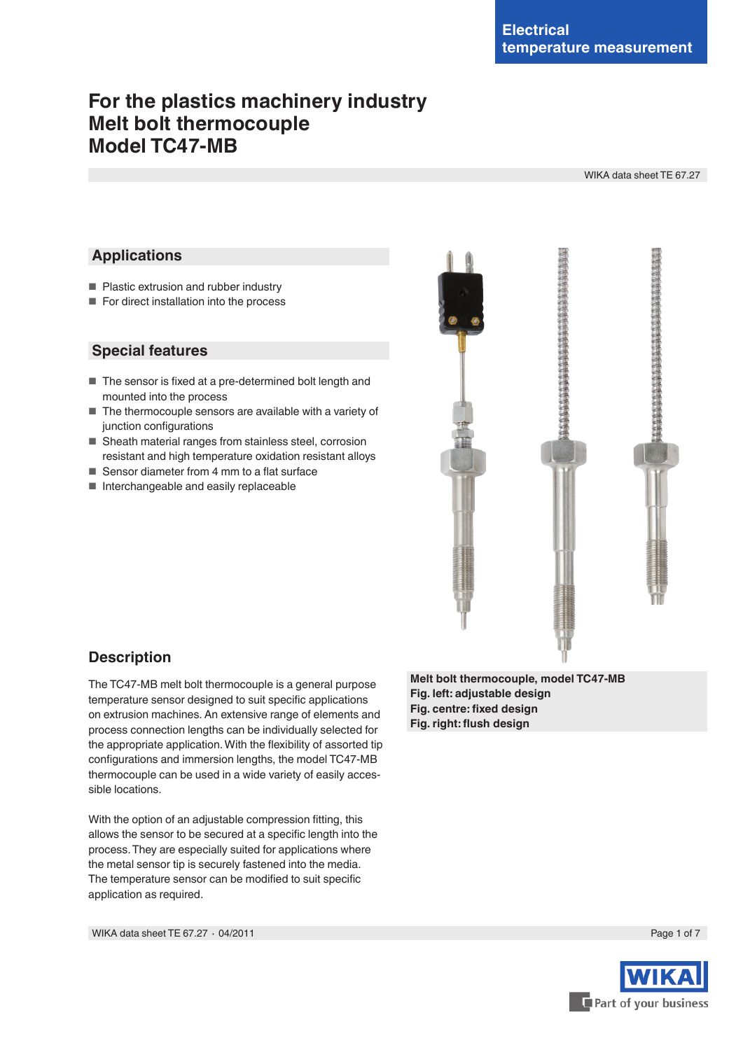Electrical temperature measurement

# For the plastics machinery industry
# Melt bolt thermocouple
# Model TC47-MB

WIKA data sheet TE 67.27

## Applications

- Plastic extrusion and rubber industry
- For direct installation into the process

## Special features

- The sensor is fixed at a pre-determined bolt length and mounted into the process
- The thermocouple sensors are available with a variety of junction configurations
- Sheath material ranges from stainless steel, corrosion resistant and high temperature oxidation resistant alloys
- Sensor diameter from 4 mm to a flat surface
- Interchangeable and easily replaceable

**Melt bolt thermocouple, model TC47-MB**
**Fig. left: adjustable design**
**Fig. centre: fixed design**
**Fig. right: flush design**

## Description

The TC47-MB melt bolt thermocouple is a general purpose temperature sensor designed to suit specific applications on extrusion machines. An extensive range of elements and process connection lengths can be individually selected for the appropriate application. With the flexibility of assorted tip configurations and immersion lengths, the model TC47-MB thermocouple can be used in a wide variety of easily accessible locations.

With the option of an adjustable compression fitting, this allows the sensor to be secured at a specific length into the process. They are especially suited for applications where the metal sensor tip is securely fastened into the media. The temperature sensor can be modified to suit specific application as required.

WIKA data sheet TE 67.27 · 04/2011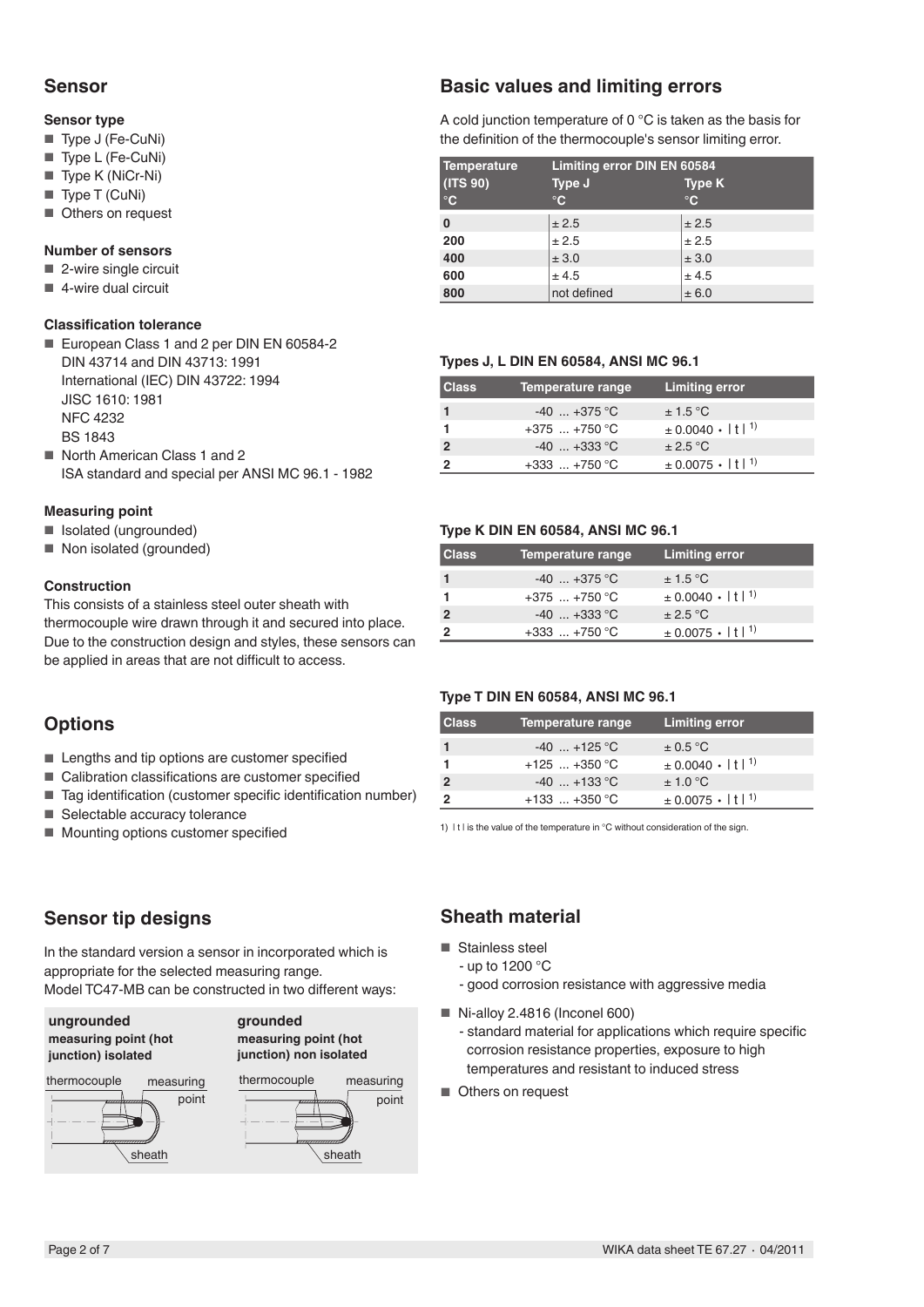## Sensor

### Sensor type

- Type J (Fe-CuNi)
- Type L (Fe-CuNi)
- Type K (NiCr-Ni)
- Type T (CuNi)
- Others on request

### Number of sensors

- 2-wire single circuit
- 4-wire dual circuit

### Classification tolerance

- European Class 1 and 2 per DIN EN 60584-2
  DIN 43714 and DIN 43713: 1991
  International (IEC) DIN 43722: 1994
  JISC 1610: 1981
  NFC 4232
  BS 1843
- North American Class 1 and 2
  ISA standard and special per ANSI MC 96.1 - 1982

### Measuring point

- Isolated (ungrounded)
- Non isolated (grounded)

### Construction

This consists of a stainless steel outer sheath with thermocouple wire drawn through it and secured into place. Due to the construction design and styles, these sensors can be applied in areas that are not difficult to access.

## Options

- Lengths and tip options are customer specified
- Calibration classifications are customer specified
- Tag identification (customer specific identification number)
- Selectable accuracy tolerance
- Mounting options customer specified

## Basic values and limiting errors

A cold junction temperature of 0 °C is taken as the basis for the definition of the thermocouple's sensor limiting error.

| Temperature (ITS 90) °C | Limiting error DIN EN 60584 Type J °C | Type K °C |
|---|---|---|
| **0** | ± 2.5 | ± 2.5 |
| **200** | ± 2.5 | ± 2.5 |
| **400** | ± 3.0 | ± 3.0 |
| **600** | ± 4.5 | ± 4.5 |
| **800** | not defined | ± 6.0 |

### Types J, L DIN EN 60584, ANSI MC 96.1

| Class | Temperature range | Limiting error |
|---|---|---|
| **1** | -40 ... +375 °C | ± 1.5 °C |
| **1** | +375 ... +750 °C | ± 0.0040 • \| t \| [1] |
| **2** | -40 ... +333 °C | ± 2.5 °C |
| **2** | +333 ... +750 °C | ± 0.0075 • \| t \| [1] |

### Type K DIN EN 60584, ANSI MC 96.1

| Class | Temperature range | Limiting error |
|---|---|---|
| **1** | -40 ... +375 °C | ± 1.5 °C |
| **1** | +375 ... +750 °C | ± 0.0040 • \| t \| [1] |
| **2** | -40 ... +333 °C | ± 2.5 °C |
| **2** | +333 ... +750 °C | ± 0.0075 • \| t \| [1] |

### Type T DIN EN 60584, ANSI MC 96.1

| Class | Temperature range | Limiting error |
|---|---|---|
| **1** | -40 ... +125 °C | ± 0.5 °C |
| **1** | +125 ... +350 °C | ± 0.0040 • \| t \| [1] |
| **2** | -40 ... +133 °C | ± 1.0 °C |
| **2** | +133 ... +350 °C | ± 0.0075 • \| t \| [1] |

1) | t | is the value of the temperature in °C without consideration of the sign.

## Sensor tip designs

In the standard version a sensor in incorporated which is appropriate for the selected measuring range.
Model TC47-MB can be constructed in two different ways:

**ungrounded**
**measuring point (hot junction) isolated**

thermocouple — measuring point — sheath

**grounded**
**measuring point (hot junction) non isolated**

thermocouple — measuring point — sheath

## Sheath material

- Stainless steel
  - up to 1200 °C
  - good corrosion resistance with aggressive media
- Ni-alloy 2.4816 (Inconel 600)
  - standard material for applications which require specific corrosion resistance properties, exposure to high temperatures and resistant to induced stress
- Others on request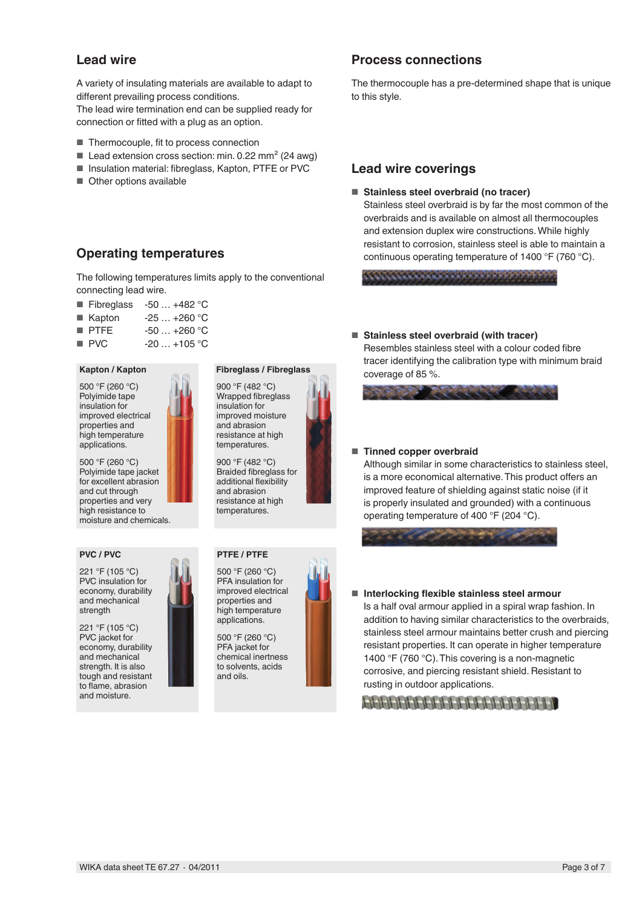## Lead wire

A variety of insulating materials are available to adapt to different prevailing process conditions.
The lead wire termination end can be supplied ready for connection or fitted with a plug as an option.

- Thermocouple, fit to process connection
- Lead extension cross section: min. 0.22 mm² (24 awg)
- Insulation material: fibreglass, Kapton, PTFE or PVC
- Other options available

## Operating temperatures

The following temperatures limits apply to the conventional connecting lead wire.

- Fibreglass -50 … +482 °C
- Kapton -25 … +260 °C
- PTFE -50 … +260 °C
- PVC -20 … +105 °C

**Kapton / Kapton**

500 °F (260 °C)
Polyimide tape insulation for improved electrical properties and high temperature applications.

500 °F (260 °C)
Polyimide tape jacket for excellent abrasion and cut through properties and very high resistance to moisture and chemicals.

**Fibreglass / Fibreglass**

900 °F (482 °C)
Wrapped fibreglass insulation for improved moisture and abrasion resistance at high temperatures.

900 °F (482 °C)
Braided fibreglass for additional flexibility and abrasion resistance at high temperatures.

**PVC / PVC**

221 °F (105 °C)
PVC insulation for economy, durability and mechanical strength

221 °F (105 °C)
PVC jacket for economy, durability and mechanical strength. It is also tough and resistant to flame, abrasion and moisture.

**PTFE / PTFE**

500 °F (260 °C)
PFA insulation for improved electrical properties and high temperature applications.

500 °F (260 °C)
PFA jacket for chemical inertness to solvents, acids and oils.

## Process connections

The thermocouple has a pre-determined shape that is unique to this style.

## Lead wire coverings

- **Stainless steel overbraid (no tracer)**
  Stainless steel overbraid is by far the most common of the overbraids and is available on almost all thermocouples and extension duplex wire constructions. While highly resistant to corrosion, stainless steel is able to maintain a continuous operating temperature of 1400 °F (760 °C).

- **Stainless steel overbraid (with tracer)**
  Resembles stainless steel with a colour coded fibre tracer identifying the calibration type with minimum braid coverage of 85 %.

- **Tinned copper overbraid**
  Although similar in some characteristics to stainless steel, is a more economical alternative. This product offers an improved feature of shielding against static noise (if it is properly insulated and grounded) with a continuous operating temperature of 400 °F (204 °C).

- **Interlocking flexible stainless steel armour**
  Is a half oval armour applied in a spiral wrap fashion. In addition to having similar characteristics to the overbraids, stainless steel armour maintains better crush and piercing resistant properties. It can operate in higher temperature 1400 °F (760 °C). This covering is a non-magnetic corrosive, and piercing resistant shield. Resistant to rusting in outdoor applications.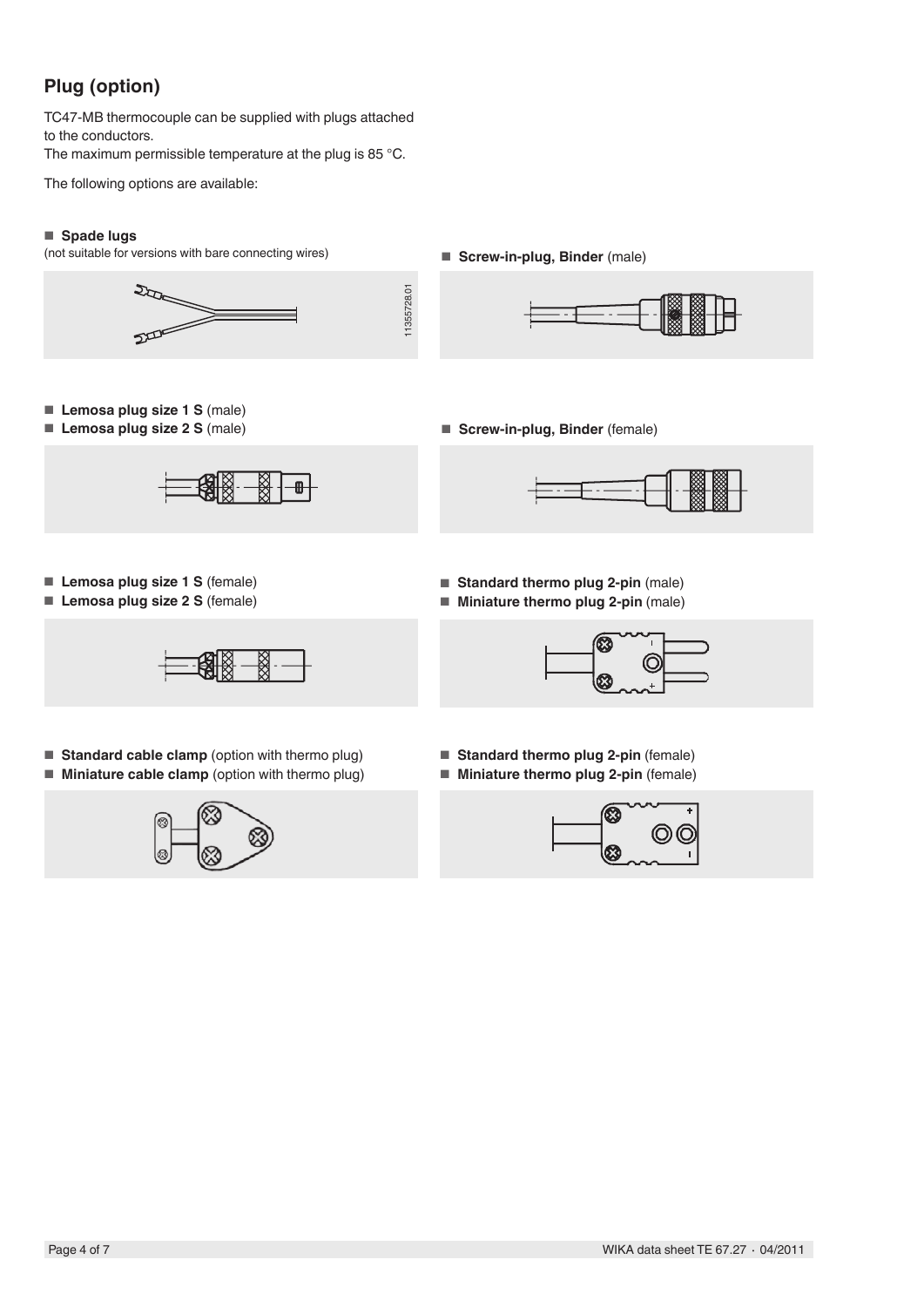## Plug (option)

TC47-MB thermocouple can be supplied with plugs attached to the conductors.
The maximum permissible temperature at the plug is 85 °C.

The following options are available:

- **Spade lugs**
  (not suitable for versions with bare connecting wires)

- **Screw-in-plug, Binder** (male)

- **Lemosa plug size 1 S** (male)
- **Lemosa plug size 2 S** (male)

- **Screw-in-plug, Binder** (female)

- **Lemosa plug size 1 S** (female)
- **Lemosa plug size 2 S** (female)

- **Standard thermo plug 2-pin** (male)
- **Miniature thermo plug 2-pin** (male)

- **Standard cable clamp** (option with thermo plug)
- **Miniature cable clamp** (option with thermo plug)

- **Standard thermo plug 2-pin** (female)
- **Miniature thermo plug 2-pin** (female)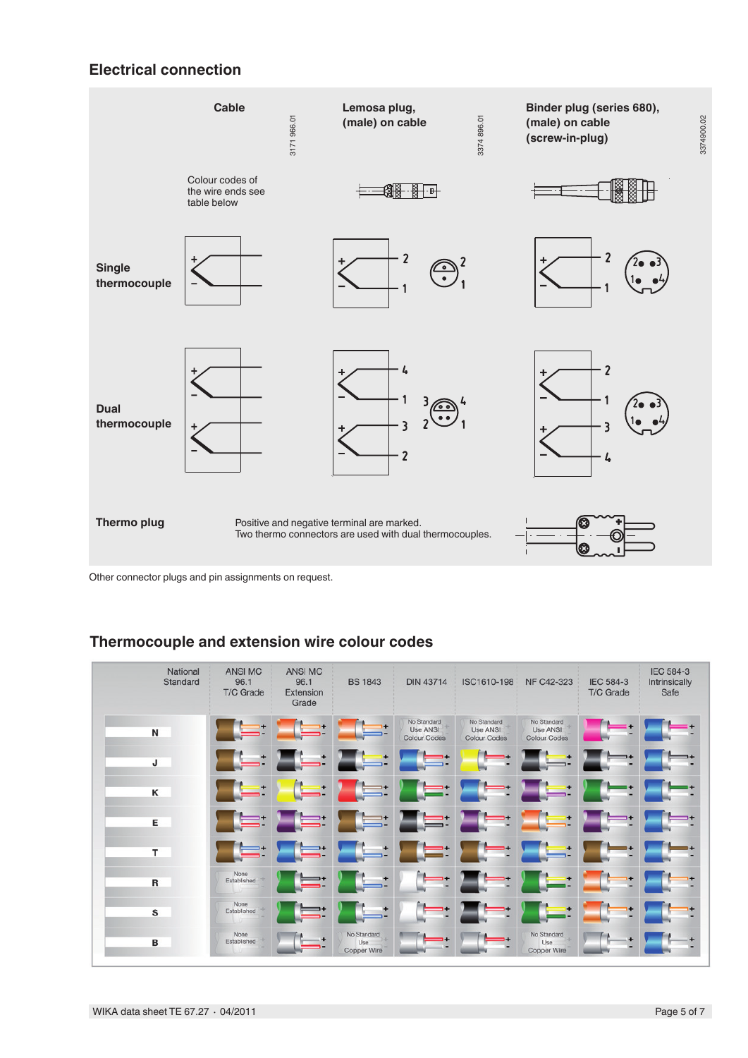## Electrical connection

| | Cable | Lemosa plug, (male) on cable | Binder plug (series 680), (male) on cable (screw-in-plug) |
|---|---|---|---|
| | Colour codes of the wire ends see table below | | |
| Single thermocouple | + / – | + 2, – 1 | + 2, – 1 |
| Dual thermocouple | + / –, + / – | + 4, – 1, + 3, – 2 | + 2, – 1, + 3, – 4 |
| Thermo plug | Positive and negative terminal are marked. Two thermo connectors are used with dual thermocouples. | | |

3171 966.01 · 3374 896.01 · 3374900.02

Other connector plugs and pin assignments on request.

## Thermocouple and extension wire colour codes

| National Standard | ANSI MC 96.1 T/C Grade | ANSI MC 96.1 Extension Grade | BS 1843 | DIN 43714 | ISC1610-198 | NF C42-323 | IEC 584-3 T/C Grade | IEC 584-3 Intrinsically Safe |
|---|---|---|---|---|---|---|---|---|
| N | | | | No Standard Use ANSI Colour Codes | No Standard Use ANSI Colour Codes | No Standard Use ANSI Colour Codes | | |
| J | | | | | | | | |
| K | | | | | | | | |
| E | | | | | | | | |
| T | | | | | | | | |
| R | None Established | | | | | | | |
| S | None Established | | | | | | | |
| B | None Established | | No Standard Use Copper Wire | | | No Standard Use Copper Wire | | |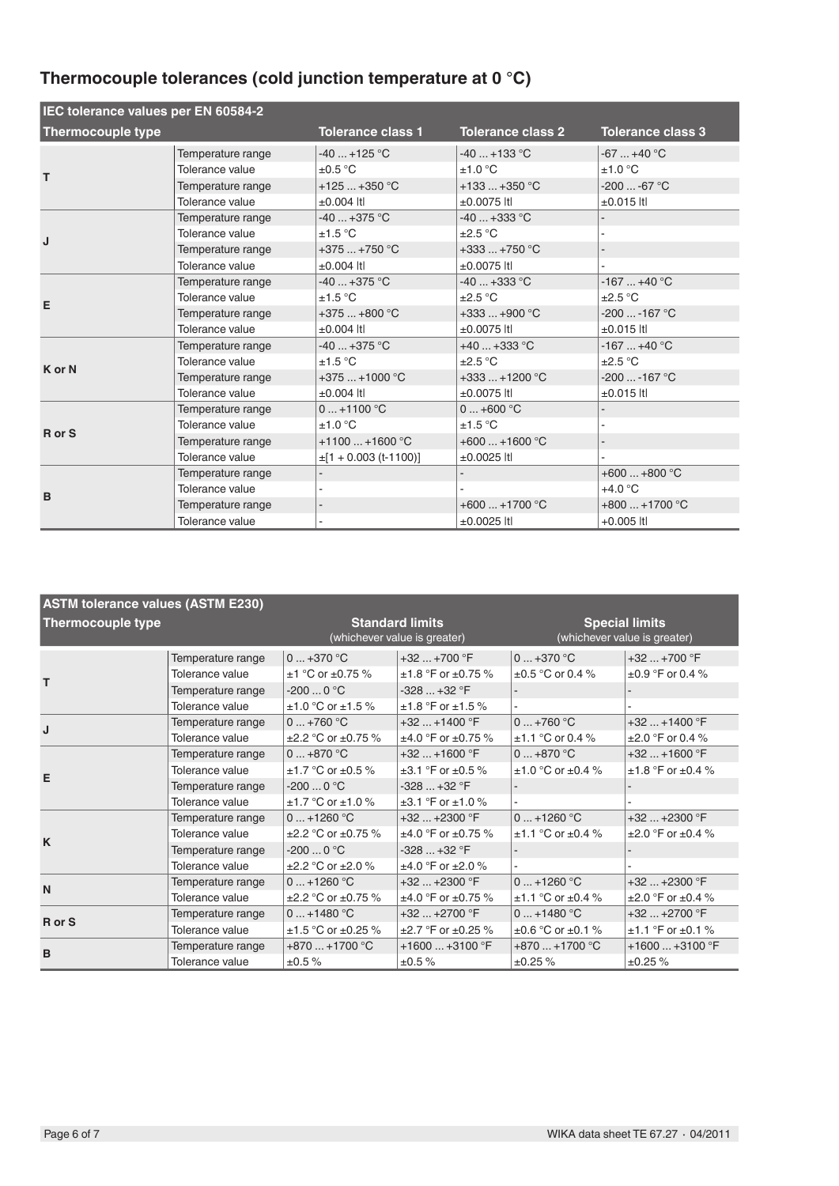## Thermocouple tolerances (cold junction temperature at 0 °C)

| IEC tolerance values per EN 60584-2 | | | | |
|---|---|---|---|---|
| **Thermocouple type** | | **Tolerance class 1** | **Tolerance class 2** | **Tolerance class 3** |
| **T** | Temperature range | -40 ... +125 °C | -40 ... +133 °C | -67 ... +40 °C |
| | Tolerance value | ±0.5 °C | ±1.0 °C | ±1.0 °C |
| | Temperature range | +125 ... +350 °C | +133 ... +350 °C | -200 ... -67 °C |
| | Tolerance value | ±0.004 \|t\| | ±0.0075 \|t\| | ±0.015 \|t\| |
| **J** | Temperature range | -40 ... +375 °C | -40 ... +333 °C | - |
| | Tolerance value | ±1.5 °C | ±2.5 °C | - |
| | Temperature range | +375 ... +750 °C | +333 ... +750 °C | - |
| | Tolerance value | ±0.004 \|t\| | ±0.0075 \|t\| | - |
| **E** | Temperature range | -40 ... +375 °C | -40 ... +333 °C | -167 ... +40 °C |
| | Tolerance value | ±1.5 °C | ±2.5 °C | ±2.5 °C |
| | Temperature range | +375 ... +800 °C | +333 ... +900 °C | -200 ... -167 °C |
| | Tolerance value | ±0.004 \|t\| | ±0.0075 \|t\| | ±0.015 \|t\| |
| **K or N** | Temperature range | -40 ... +375 °C | +40 ... +333 °C | -167 ... +40 °C |
| | Tolerance value | ±1.5 °C | ±2.5 °C | ±2.5 °C |
| | Temperature range | +375 ... +1000 °C | +333 ... +1200 °C | -200 ... -167 °C |
| | Tolerance value | ±0.004 \|t\| | ±0.0075 \|t\| | ±0.015 \|t\| |
| **R or S** | Temperature range | 0 ... +1100 °C | 0 ... +600 °C | - |
| | Tolerance value | ±1.0 °C | ±1.5 °C | - |
| | Temperature range | +1100 ... +1600 °C | +600 ... +1600 °C | - |
| | Tolerance value | ±[1 + 0.003 (t-1100)] | ±0.0025 \|t\| | - |
| **B** | Temperature range | - | - | +600 ... +800 °C |
| | Tolerance value | - | - | +4.0 °C |
| | Temperature range | - | +600 ... +1700 °C | +800 ... +1700 °C |
| | Tolerance value | - | ±0.0025 \|t\| | +0.005 \|t\| |

| ASTM tolerance values (ASTM E230) | | | | | |
|---|---|---|---|---|---|
| **Thermocouple type** | | **Standard limits** (whichever value is greater) | | **Special limits** (whichever value is greater) | |
| **T** | Temperature range | 0 ... +370 °C | +32 ... +700 °F | 0 ... +370 °C | +32 ... +700 °F |
| | Tolerance value | ±1 °C or ±0.75 % | ±1.8 °F or ±0.75 % | ±0.5 °C or 0.4 % | ±0.9 °F or 0.4 % |
| | Temperature range | -200 ... 0 °C | -328 ... +32 °F | - | - |
| | Tolerance value | ±1.0 °C or ±1.5 % | ±1.8 °F or ±1.5 % | - | - |
| **J** | Temperature range | 0 ... +760 °C | +32 ... +1400 °F | 0 ... +760 °C | +32 ... +1400 °F |
| | Tolerance value | ±2.2 °C or ±0.75 % | ±4.0 °F or ±0.75 % | ±1.1 °C or 0.4 % | ±2.0 °F or 0.4 % |
| **E** | Temperature range | 0 ... +870 °C | +32 ... +1600 °F | 0 ... +870 °C | +32 ... +1600 °F |
| | Tolerance value | ±1.7 °C or ±0.5 % | ±3.1 °F or ±0.5 % | ±1.0 °C or ±0.4 % | ±1.8 °F or ±0.4 % |
| | Temperature range | -200 ... 0 °C | -328 ... +32 °F | - | - |
| | Tolerance value | ±1.7 °C or ±1.0 % | ±3.1 °F or ±1.0 % | - | - |
| **K** | Temperature range | 0 ... +1260 °C | +32 ... +2300 °F | 0 ... +1260 °C | +32 ... +2300 °F |
| | Tolerance value | ±2.2 °C or ±0.75 % | ±4.0 °F or ±0.75 % | ±1.1 °C or ±0.4 % | ±2.0 °F or ±0.4 % |
| | Temperature range | -200 ... 0 °C | -328 ... +32 °F | - | - |
| | Tolerance value | ±2.2 °C or ±2.0 % | ±4.0 °F or ±2.0 % | - | - |
| **N** | Temperature range | 0 ... +1260 °C | +32 ... +2300 °F | 0 ... +1260 °C | +32 ... +2300 °F |
| | Tolerance value | ±2.2 °C or ±0.75 % | ±4.0 °F or ±0.75 % | ±1.1 °C or ±0.4 % | ±2.0 °F or ±0.4 % |
| **R or S** | Temperature range | 0 ... +1480 °C | +32 ... +2700 °F | 0 ... +1480 °C | +32 ... +2700 °F |
| | Tolerance value | ±1.5 °C or ±0.25 % | ±2.7 °F or ±0.25 % | ±0.6 °C or ±0.1 % | ±1.1 °F or ±0.1 % |
| **B** | Temperature range | +870 ... +1700 °C | +1600 ... +3100 °F | +870 ... +1700 °C | +1600 ... +3100 °F |
| | Tolerance value | ±0.5 % | ±0.5 % | ±0.25 % | ±0.25 % |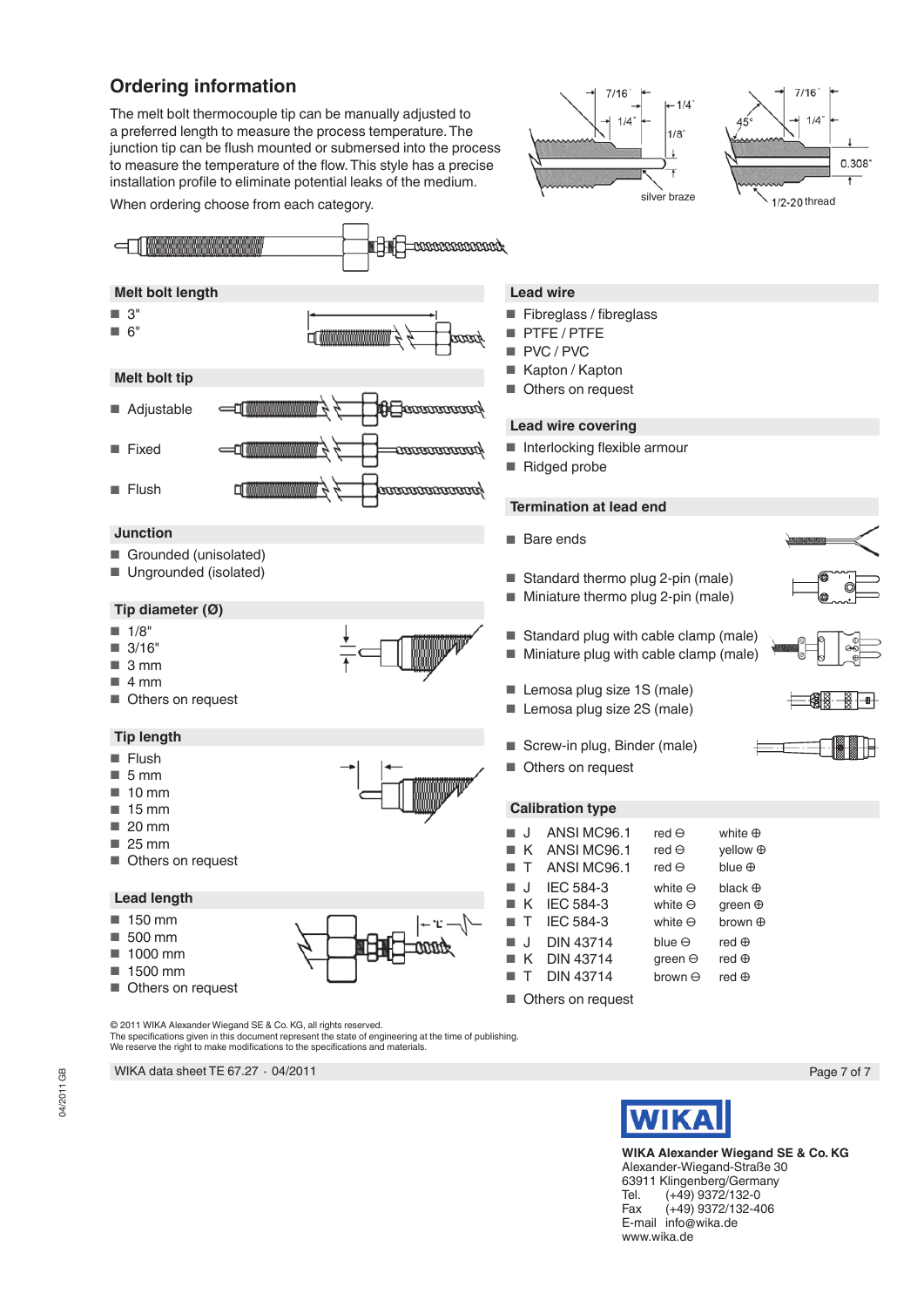## Ordering information

The melt bolt thermocouple tip can be manually adjusted to a preferred length to measure the process temperature. The junction tip can be flush mounted or submersed into the process to measure the temperature of the flow. This style has a precise installation profile to eliminate potential leaks of the medium.

When ordering choose from each category.

7/16"
1/4"
1/4"
1/8"
silver braze

7/16"
45°
1/4"
0.308"
1/2-20 thread

### Melt bolt length

- 3"
- 6"

### Melt bolt tip

- Adjustable
- Fixed
- Flush

### Junction

- Grounded (unisolated)
- Ungrounded (isolated)

### Tip diameter (Ø)

- 1/8"
- 3/16"
- 3 mm
- 4 mm
- Others on request

### Tip length

- Flush
- 5 mm
- 10 mm
- 15 mm
- 20 mm
- 25 mm
- Others on request

### Lead length

- 150 mm
- 500 mm
- 1000 mm
- 1500 mm
- Others on request

"L"

### Lead wire

- Fibreglass / fibreglass
- PTFE / PTFE
- PVC / PVC
- Kapton / Kapton
- Others on request

### Lead wire covering

- Interlocking flexible armour
- Ridged probe

### Termination at lead end

- Bare ends
- Standard thermo plug 2-pin (male)
- Miniature thermo plug 2-pin (male)
- Standard plug with cable clamp (male)
- Miniature plug with cable clamp (male)
- Lemosa plug size 1S (male)
- Lemosa plug size 2S (male)
- Screw-in plug, Binder (male)
- Others on request

### Calibration type

| | | | |
|---|---|---|---|
| J | ANSI MC96.1 | red ⊖ | white ⊕ |
| K | ANSI MC96.1 | red ⊖ | yellow ⊕ |
| T | ANSI MC96.1 | red ⊖ | blue ⊕ |
| J | IEC 584-3 | white ⊖ | black ⊕ |
| K | IEC 584-3 | white ⊖ | green ⊕ |
| T | IEC 584-3 | white ⊖ | brown ⊕ |
| J | DIN 43714 | blue ⊖ | red ⊕ |
| K | DIN 43714 | green ⊖ | red ⊕ |
| T | DIN 43714 | brown ⊖ | red ⊕ |

- Others on request

© 2011 WIKA Alexander Wiegand SE & Co. KG, all rights reserved.
The specifications given in this document represent the state of engineering at the time of publishing.
We reserve the right to make modifications to the specifications and materials.

WIKA data sheet TE 67.27 · 04/2011

04/2011 GB

WIKA

**WIKA Alexander Wiegand SE & Co. KG**
Alexander-Wiegand-Straße 30
63911 Klingenberg/Germany
Tel. (+49) 9372/132-0
Fax (+49) 9372/132-406
E-mail info@wika.de
www.wika.de